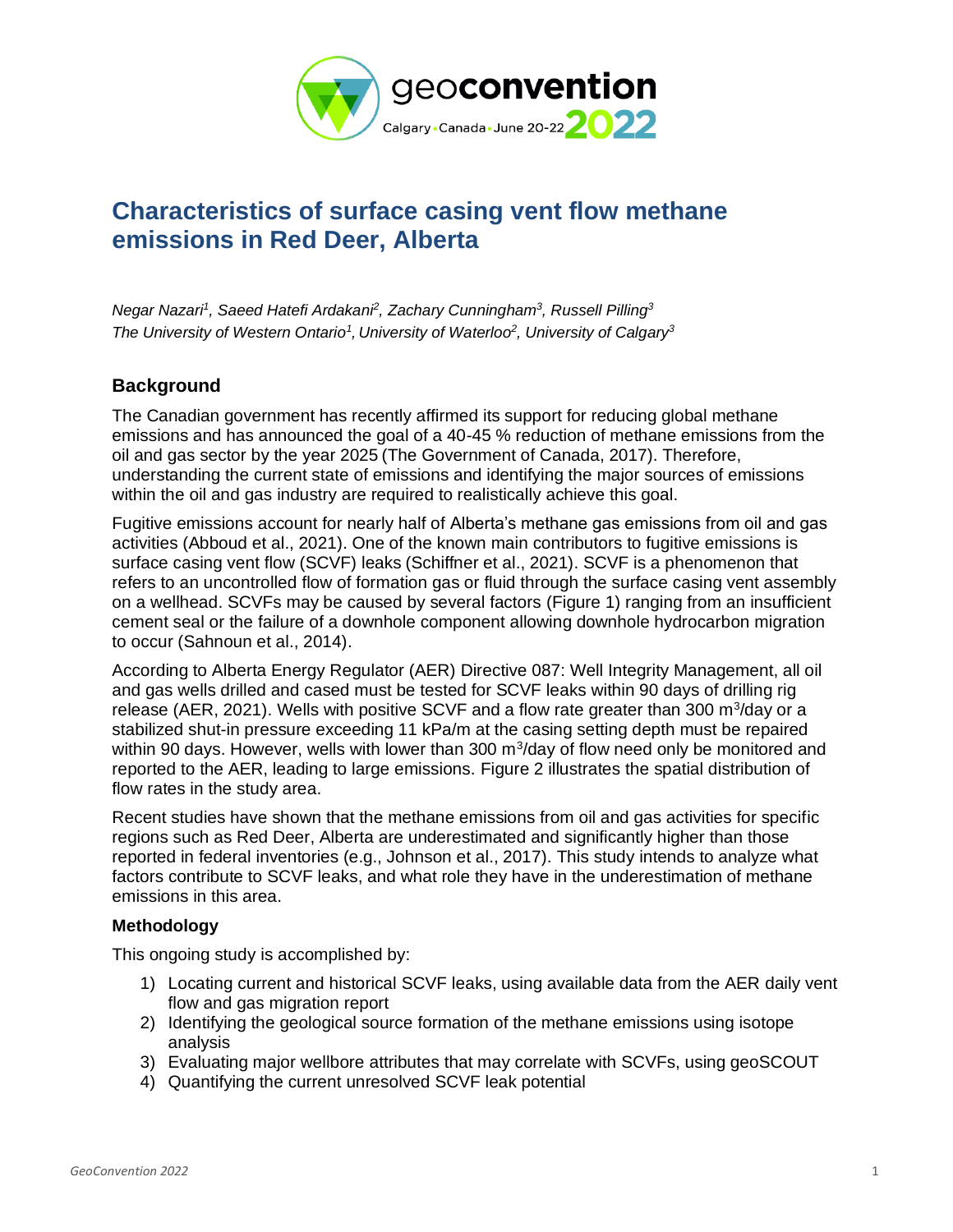# Characteristics of surface casing vent flow methane emissions in Red Deer, Alberta

*Negar Nazari[1], Saeed Hatefi Ardakani[2], Zachary Cunningham[3], Russell Pilling[3]*
*The University of Western Ontario[1], University of Waterloo[2], University of Calgary[3]*

## Background

The Canadian government has recently affirmed its support for reducing global methane emissions and has announced the goal of a 40-45 % reduction of methane emissions from the oil and gas sector by the year 2025 (The Government of Canada, 2017). Therefore, understanding the current state of emissions and identifying the major sources of emissions within the oil and gas industry are required to realistically achieve this goal.

Fugitive emissions account for nearly half of Alberta's methane gas emissions from oil and gas activities (Abboud et al., 2021). One of the known main contributors to fugitive emissions is surface casing vent flow (SCVF) leaks (Schiffner et al., 2021). SCVF is a phenomenon that refers to an uncontrolled flow of formation gas or fluid through the surface casing vent assembly on a wellhead. SCVFs may be caused by several factors (Figure 1) ranging from an insufficient cement seal or the failure of a downhole component allowing downhole hydrocarbon migration to occur (Sahnoun et al., 2014).

According to Alberta Energy Regulator (AER) Directive 087: Well Integrity Management, all oil and gas wells drilled and cased must be tested for SCVF leaks within 90 days of drilling rig release (AER, 2021). Wells with positive SCVF and a flow rate greater than 300 $m^3$/day or a stabilized shut-in pressure exceeding 11 kPa/m at the casing setting depth must be repaired within 90 days. However, wells with lower than 300 $m^3$/day of flow need only be monitored and reported to the AER, leading to large emissions. Figure 2 illustrates the spatial distribution of flow rates in the study area.

Recent studies have shown that the methane emissions from oil and gas activities for specific regions such as Red Deer, Alberta are underestimated and significantly higher than those reported in federal inventories (e.g., Johnson et al., 2017). This study intends to analyze what factors contribute to SCVF leaks, and what role they have in the underestimation of methane emissions in this area.

### Methodology

This ongoing study is accomplished by:

1) Locating current and historical SCVF leaks, using available data from the AER daily vent flow and gas migration report
2) Identifying the geological source formation of the methane emissions using isotope analysis
3) Evaluating major wellbore attributes that may correlate with SCVFs, using geoSCOUT
4) Quantifying the current unresolved SCVF leak potential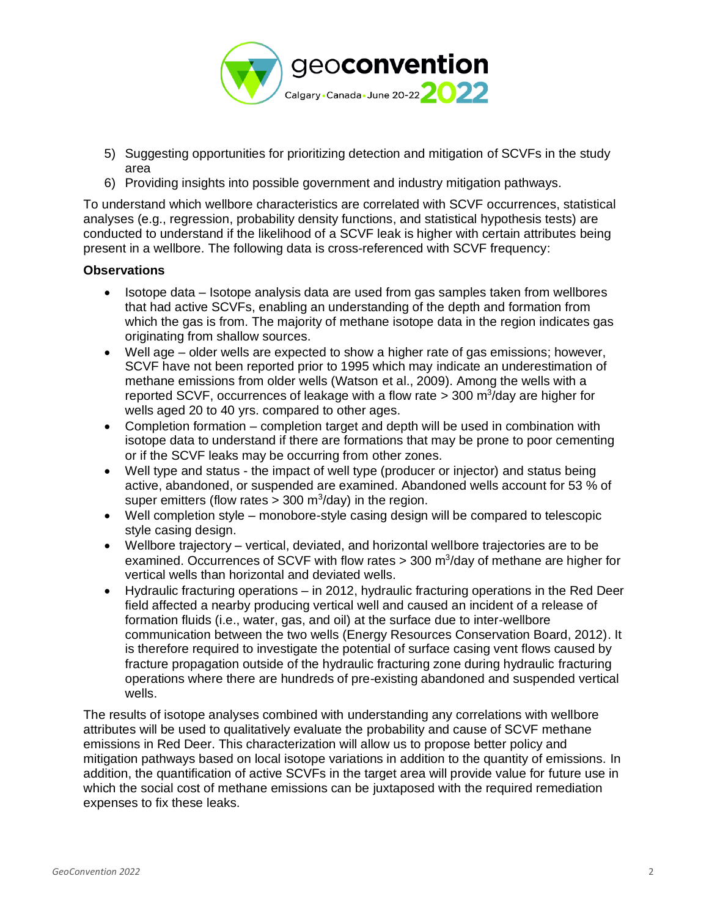5) Suggesting opportunities for prioritizing detection and mitigation of SCVFs in the study area
6) Providing insights into possible government and industry mitigation pathways.

To understand which wellbore characteristics are correlated with SCVF occurrences, statistical analyses (e.g., regression, probability density functions, and statistical hypothesis tests) are conducted to understand if the likelihood of a SCVF leak is higher with certain attributes being present in a wellbore. The following data is cross-referenced with SCVF frequency:

**Observations**

- Isotope data – Isotope analysis data are used from gas samples taken from wellbores that had active SCVFs, enabling an understanding of the depth and formation from which the gas is from. The majority of methane isotope data in the region indicates gas originating from shallow sources.
- Well age – older wells are expected to show a higher rate of gas emissions; however, SCVF have not been reported prior to 1995 which may indicate an underestimation of methane emissions from older wells (Watson et al., 2009). Among the wells with a reported SCVF, occurrences of leakage with a flow rate > 300 $m^3$/day are higher for wells aged 20 to 40 yrs. compared to other ages.
- Completion formation – completion target and depth will be used in combination with isotope data to understand if there are formations that may be prone to poor cementing or if the SCVF leaks may be occurring from other zones.
- Well type and status - the impact of well type (producer or injector) and status being active, abandoned, or suspended are examined. Abandoned wells account for 53 % of super emitters (flow rates > 300 $m^3$/day) in the region.
- Well completion style – monobore-style casing design will be compared to telescopic style casing design.
- Wellbore trajectory – vertical, deviated, and horizontal wellbore trajectories are to be examined. Occurrences of SCVF with flow rates > 300 $m^3$/day of methane are higher for vertical wells than horizontal and deviated wells.
- Hydraulic fracturing operations – in 2012, hydraulic fracturing operations in the Red Deer field affected a nearby producing vertical well and caused an incident of a release of formation fluids (i.e., water, gas, and oil) at the surface due to inter-wellbore communication between the two wells (Energy Resources Conservation Board, 2012). It is therefore required to investigate the potential of surface casing vent flows caused by fracture propagation outside of the hydraulic fracturing zone during hydraulic fracturing operations where there are hundreds of pre-existing abandoned and suspended vertical wells.

The results of isotope analyses combined with understanding any correlations with wellbore attributes will be used to qualitatively evaluate the probability and cause of SCVF methane emissions in Red Deer. This characterization will allow us to propose better policy and mitigation pathways based on local isotope variations in addition to the quantity of emissions. In addition, the quantification of active SCVFs in the target area will provide value for future use in which the social cost of methane emissions can be juxtaposed with the required remediation expenses to fix these leaks.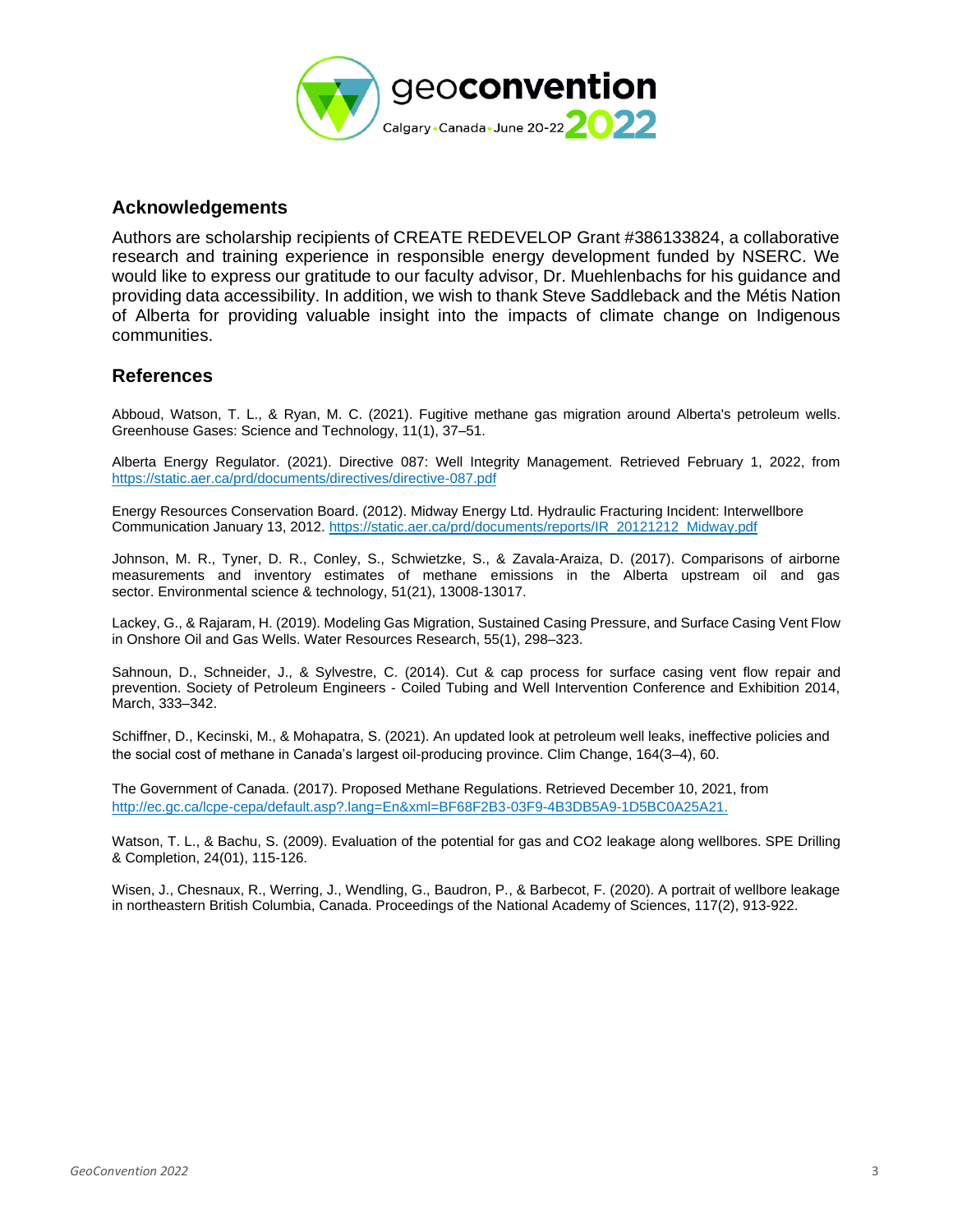## Acknowledgements

Authors are scholarship recipients of CREATE REDEVELOP Grant #386133824, a collaborative research and training experience in responsible energy development funded by NSERC. We would like to express our gratitude to our faculty advisor, Dr. Muehlenbachs for his guidance and providing data accessibility. In addition, we wish to thank Steve Saddleback and the Métis Nation of Alberta for providing valuable insight into the impacts of climate change on Indigenous communities.

## References

Abboud, Watson, T. L., & Ryan, M. C. (2021). Fugitive methane gas migration around Alberta's petroleum wells. Greenhouse Gases: Science and Technology, 11(1), 37–51.

Alberta Energy Regulator. (2021). Directive 087: Well Integrity Management. Retrieved February 1, 2022, from https://static.aer.ca/prd/documents/directives/directive-087.pdf

Energy Resources Conservation Board. (2012). Midway Energy Ltd. Hydraulic Fracturing Incident: Interwellbore Communication January 13, 2012. https://static.aer.ca/prd/documents/reports/IR_20121212_Midway.pdf

Johnson, M. R., Tyner, D. R., Conley, S., Schwietzke, S., & Zavala-Araiza, D. (2017). Comparisons of airborne measurements and inventory estimates of methane emissions in the Alberta upstream oil and gas sector. Environmental science & technology, 51(21), 13008-13017.

Lackey, G., & Rajaram, H. (2019). Modeling Gas Migration, Sustained Casing Pressure, and Surface Casing Vent Flow in Onshore Oil and Gas Wells. Water Resources Research, 55(1), 298–323.

Sahnoun, D., Schneider, J., & Sylvestre, C. (2014). Cut & cap process for surface casing vent flow repair and prevention. Society of Petroleum Engineers - Coiled Tubing and Well Intervention Conference and Exhibition 2014, March, 333–342.

Schiffner, D., Kecinski, M., & Mohapatra, S. (2021). An updated look at petroleum well leaks, ineffective policies and the social cost of methane in Canada's largest oil-producing province. Clim Change, 164(3–4), 60.

The Government of Canada. (2017). Proposed Methane Regulations. Retrieved December 10, 2021, from http://ec.gc.ca/lcpe-cepa/default.asp?.lang=En&xml=BF68F2B3-03F9-4B3DB5A9-1D5BC0A25A21.

Watson, T. L., & Bachu, S. (2009). Evaluation of the potential for gas and CO2 leakage along wellbores. SPE Drilling & Completion, 24(01), 115-126.

Wisen, J., Chesnaux, R., Werring, J., Wendling, G., Baudron, P., & Barbecot, F. (2020). A portrait of wellbore leakage in northeastern British Columbia, Canada. Proceedings of the National Academy of Sciences, 117(2), 913-922.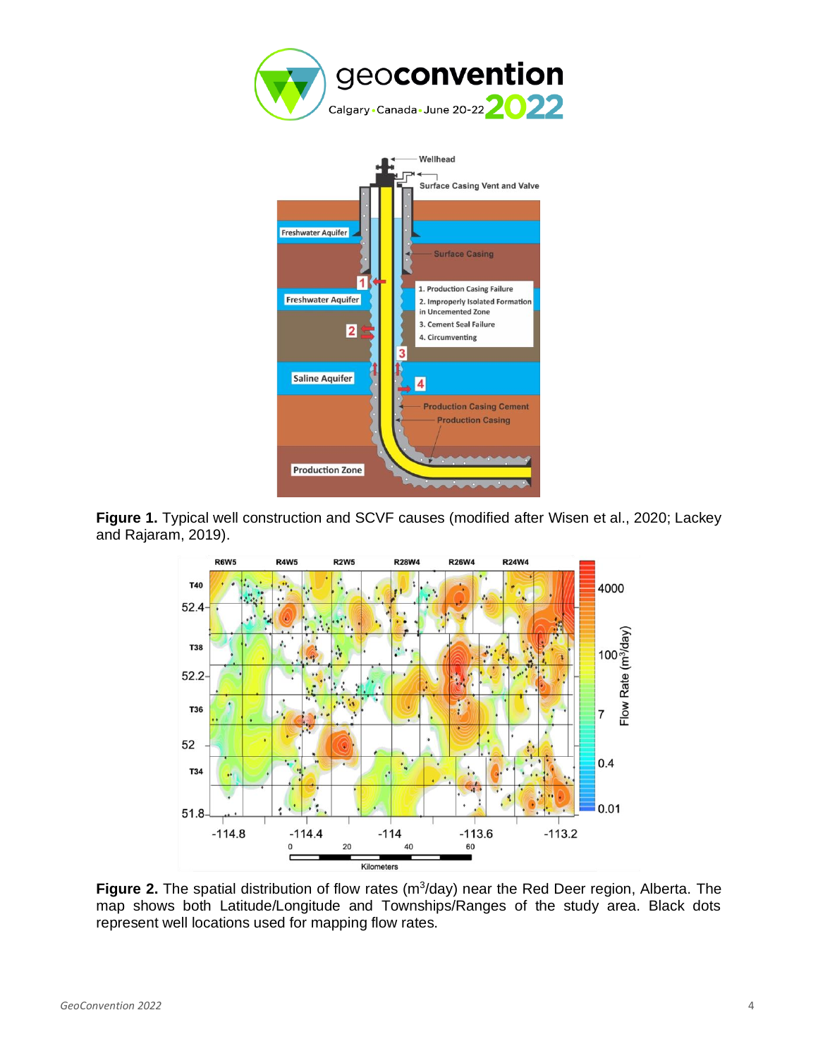Wellhead

Surface Casing Vent and Valve

Freshwater Aquifer

Surface Casing

Freshwater Aquifer

1. Production Casing Failure
2. Improperly Isolated Formation in Uncemented Zone
3. Cement Seal Failure
4. Circumventing

Saline Aquifer

Production Casing Cement

Production Casing

Production Zone

**Figure 1.** Typical well construction and SCVF causes (modified after Wisen et al., 2020; Lackey and Rajaram, 2019).

R6W5 R4W5 R2W5 R28W4 R26W4 R24W4

T40 T38 T36 T34

52.4 52.2 52 51.8

-114.8 -114.4 -114 -113.6 -113.2

0 20 40 60

Kilometers

Flow Rate ($m^3$/day)

4000 100 7 0.4 0.01

**Figure 2.** The spatial distribution of flow rates ($m^3$/day) near the Red Deer region, Alberta. The map shows both Latitude/Longitude and Townships/Ranges of the study area. Black dots represent well locations used for mapping flow rates.